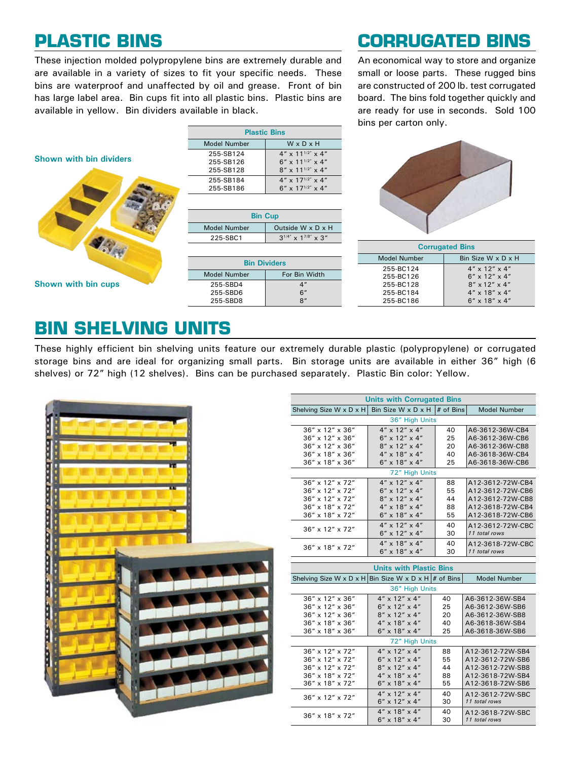## PLASTIC BINS

These injection molded polypropylene bins are extremely durable and are available in a variety of sizes to fit your specific needs. These bins are waterproof and unaffected by oil and grease. Front of bin has large label area. Bin cups fit into all plastic bins. Plastic bins are available in yellow. Bin dividers available in black.

Shown with bin dividers

Shown with bin cups

| Plastic Bins | |
|---|---|
| Model Number | W x D x H |
| 255-SB124 | 4″ x 11 1/2″ x 4″ |
| 255-SB126 | 6″ x 11 1/2″ x 4″ |
| 255-SB128 | 8″ x 11 1/2″ x 4″ |
| 255-SB184 | 4″ x 17 1/2″ x 4″ |
| 255-SB186 | 6″ x 17 1/2″ x 4″ |

| Bin Cup | |
|---|---|
| Model Number | Outside W x D x H |
| 225-SBC1 | 3 1/4″ x 1 7/8″ x 3″ |

| Bin Dividers | |
|---|---|
| Model Number | For Bin Width |
| 255-SBD4 | 4″ |
| 255-SBD6 | 6″ |
| 255-SBD8 | 8″ |

## CORRUGATED BINS

An economical way to store and organize small or loose parts. These rugged bins are constructed of 200 lb. test corrugated board. The bins fold together quickly and are ready for use in seconds. Sold 100 bins per carton only.

| Corrugated Bins | |
|---|---|
| Model Number | Bin Size W x D x H |
| 255-BC124 | 4″ x 12″ x 4″ |
| 255-BC126 | 6″ x 12″ x 4″ |
| 255-BC128 | 8″ x 12″ x 4″ |
| 255-BC184 | 4″ x 18″ x 4″ |
| 255-BC186 | 6″ x 18″ x 4″ |

## BIN SHELVING UNITS

These highly efficient bin shelving units feature our extremely durable plastic (polypropylene) or corrugated storage bins and are ideal for organizing small parts. Bin storage units are available in either 36″ high (6 shelves) or 72″ high (12 shelves). Bins can be purchased separately. Plastic Bin color: Yellow.

| Units with Corrugated Bins | | | |
|---|---|---|---|
| Shelving Size W x D x H | Bin Size W x D x H | # of Bins | Model Number |
| 36″ High Units | | | |
| 36″ x 12″ x 36″ | 4″ x 12″ x 4″ | 40 | A6-3612-36W-CB4 |
| 36″ x 12″ x 36″ | 6″ x 12″ x 4″ | 25 | A6-3612-36W-CB6 |
| 36″ x 12″ x 36″ | 8″ x 12″ x 4″ | 20 | A6-3612-36W-CB8 |
| 36″ x 18″ x 36″ | 4″ x 18″ x 4″ | 40 | A6-3618-36W-CB4 |
| 36″ x 18″ x 36″ | 6″ x 18″ x 4″ | 25 | A6-3618-36W-CB6 |
| 72″ High Units | | | |
| 36″ x 12″ x 72″ | 4″ x 12″ x 4″ | 88 | A12-3612-72W-CB4 |
| 36″ x 12″ x 72″ | 6″ x 12″ x 4″ | 55 | A12-3612-72W-CB6 |
| 36″ x 12″ x 72″ | 8″ x 12″ x 4″ | 44 | A12-3612-72W-CB8 |
| 36″ x 18″ x 72″ | 4″ x 18″ x 4″ | 88 | A12-3618-72W-CB4 |
| 36″ x 18″ x 72″ | 6″ x 18″ x 4″ | 55 | A12-3618-72W-CB6 |
| 36″ x 12″ x 72″ | 4″ x 12″ x 4″<br>6″ x 12″ x 4″ | 40<br>30 | A12-3612-72W-CBC<br>*11 total rows* |
| 36″ x 18″ x 72″ | 4″ x 18″ x 4″<br>6″ x 18″ x 4″ | 40<br>30 | A12-3618-72W-CBC<br>*11 total rows* |

| Units with Plastic Bins | | | |
|---|---|---|---|
| Shelving Size W x D x H | Bin Size W x D x H | # of Bins | Model Number |
| 36″ High Units | | | |
| 36″ x 12″ x 36″ | 4″ x 12″ x 4″ | 40 | A6-3612-36W-SB4 |
| 36″ x 12″ x 36″ | 6″ x 12″ x 4″ | 25 | A6-3612-36W-SB6 |
| 36″ x 12″ x 36″ | 8″ x 12″ x 4″ | 20 | A6-3612-36W-SB8 |
| 36″ x 18″ x 36″ | 4″ x 18″ x 4″ | 40 | A6-3618-36W-SB4 |
| 36″ x 18″ x 36″ | 6″ x 18″ x 4″ | 25 | A6-3618-36W-SB6 |
| 72″ High Units | | | |
| 36″ x 12″ x 72″ | 4″ x 12″ x 4″ | 88 | A12-3612-72W-SB4 |
| 36″ x 12″ x 72″ | 6″ x 12″ x 4″ | 55 | A12-3612-72W-SB6 |
| 36″ x 12″ x 72″ | 8″ x 12″ x 4″ | 44 | A12-3612-72W-SB8 |
| 36″ x 18″ x 72″ | 4″ x 18″ x 4″ | 88 | A12-3618-72W-SB4 |
| 36″ x 18″ x 72″ | 6″ x 18″ x 4″ | 55 | A12-3618-72W-SB6 |
| 36″ x 12″ x 72″ | 4″ x 12″ x 4″<br>6″ x 12″ x 4″ | 40<br>30 | A12-3612-72W-SBC<br>*11 total rows* |
| 36″ x 18″ x 72″ | 4″ x 18″ x 4″<br>6″ x 18″ x 4″ | 40<br>30 | A12-3618-72W-SBC<br>*11 total rows* |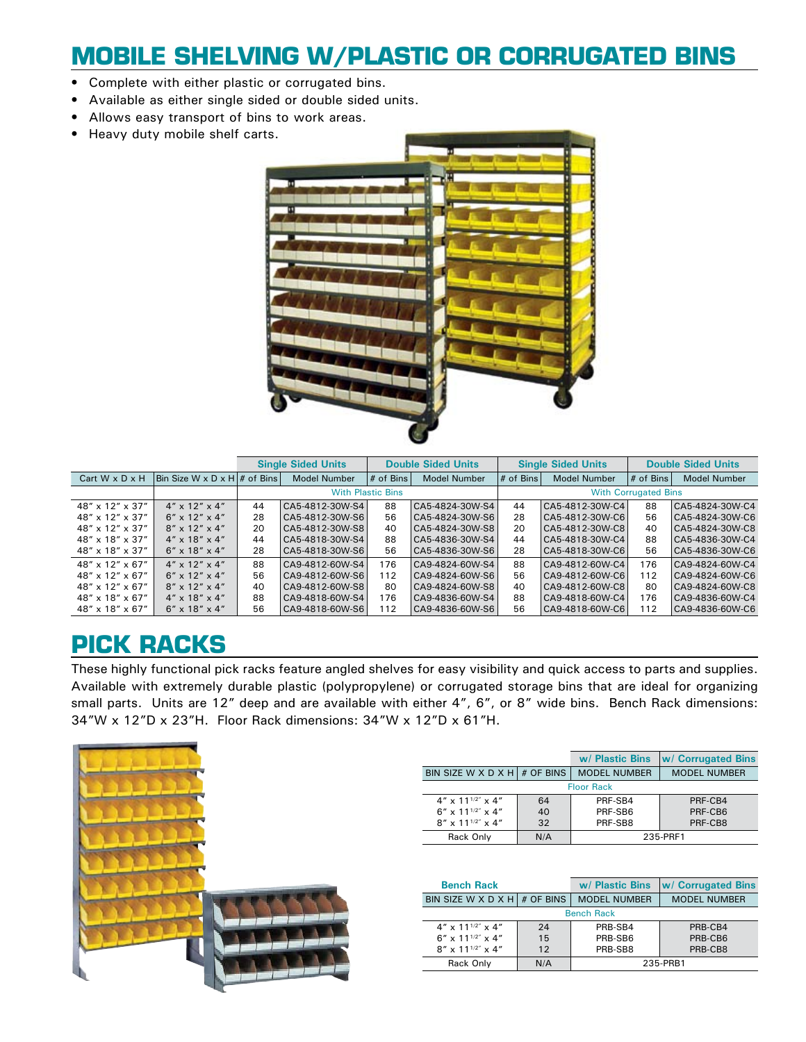# MOBILE SHELVING W/PLASTIC OR CORRUGATED BINS

- Complete with either plastic or corrugated bins.
- Available as either single sided or double sided units.
- Allows easy transport of bins to work areas.
- Heavy duty mobile shelf carts.

| | | Single Sided Units | | Double Sided Units | | Single Sided Units | | Double Sided Units | |
|---|---|---|---|---|---|---|---|---|---|
| Cart W x D x H | Bin Size W x D x H | # of Bins | Model Number | # of Bins | Model Number | # of Bins | Model Number | # of Bins | Model Number |
| | | With Plastic Bins | | | | With Corrugated Bins | | | |
| 48″ x 12″ x 37″ | 4″ x 12″ x 4″ | 44 | CA5-4812-30W-S4 | 88 | CA5-4824-30W-S4 | 44 | CA5-4812-30W-C4 | 88 | CA5-4824-30W-C4 |
| 48″ x 12″ x 37″ | 6″ x 12″ x 4″ | 28 | CA5-4812-30W-S6 | 56 | CA5-4824-30W-S6 | 28 | CA5-4812-30W-C6 | 56 | CA5-4824-30W-C6 |
| 48″ x 12″ x 37″ | 8″ x 12″ x 4″ | 20 | CA5-4812-30W-S8 | 40 | CA5-4824-30W-S8 | 20 | CA5-4812-30W-C8 | 40 | CA5-4824-30W-C8 |
| 48″ x 18″ x 37″ | 4″ x 18″ x 4″ | 44 | CA5-4818-30W-S4 | 88 | CA5-4836-30W-S4 | 44 | CA5-4818-30W-C4 | 88 | CA5-4836-30W-C4 |
| 48″ x 18″ x 37″ | 6″ x 18″ x 4″ | 28 | CA5-4818-30W-S6 | 56 | CA5-4836-30W-S6 | 28 | CA5-4818-30W-C6 | 56 | CA5-4836-30W-C6 |
| 48″ x 12″ x 67″ | 4″ x 12″ x 4″ | 88 | CA9-4812-60W-S4 | 176 | CA9-4824-60W-S4 | 88 | CA9-4812-60W-C4 | 176 | CA9-4824-60W-C4 |
| 48″ x 12″ x 67″ | 6″ x 12″ x 4″ | 56 | CA9-4812-60W-S6 | 112 | CA9-4824-60W-S6 | 56 | CA9-4812-60W-C6 | 112 | CA9-4824-60W-C6 |
| 48″ x 12″ x 67″ | 8″ x 12″ x 4″ | 40 | CA9-4812-60W-S8 | 80 | CA9-4824-60W-S8 | 40 | CA9-4812-60W-C8 | 80 | CA9-4824-60W-C8 |
| 48″ x 18″ x 67″ | 4″ x 18″ x 4″ | 88 | CA9-4818-60W-S4 | 176 | CA9-4836-60W-S4 | 88 | CA9-4818-60W-C4 | 176 | CA9-4836-60W-C4 |
| 48″ x 18″ x 67″ | 6″ x 18″ x 4″ | 56 | CA9-4818-60W-S6 | 112 | CA9-4836-60W-S6 | 56 | CA9-4818-60W-C6 | 112 | CA9-4836-60W-C6 |

# PICK RACKS

These highly functional pick racks feature angled shelves for easy visibility and quick access to parts and supplies. Available with extremely durable plastic (polypropylene) or corrugated storage bins that are ideal for organizing small parts. Units are 12″ deep and are available with either 4″, 6″, or 8″ wide bins. Bench Rack dimensions: 34″W x 12″D x 23″H. Floor Rack dimensions: 34″W x 12″D x 61″H.

| | | w/ Plastic Bins | w/ Corrugated Bins |
|---|---|---|---|
| BIN SIZE W X D X H | # OF BINS | MODEL NUMBER | MODEL NUMBER |
| | | Floor Rack | |
| 4″ x 11 1/2″ x 4″ | 64 | PRF-SB4 | PRF-CB4 |
| 6″ x 11 1/2″ x 4″ | 40 | PRF-SB6 | PRF-CB6 |
| 8″ x 11 1/2″ x 4″ | 32 | PRF-SB8 | PRF-CB8 |
| Rack Only | N/A | 235-PRF1 | |

| Bench Rack | | w/ Plastic Bins | w/ Corrugated Bins |
|---|---|---|---|
| BIN SIZE W X D X H | # OF BINS | MODEL NUMBER | MODEL NUMBER |
| | | Bench Rack | |
| 4″ x 11 1/2″ x 4″ | 24 | PRB-SB4 | PRB-CB4 |
| 6″ x 11 1/2″ x 4″ | 15 | PRB-SB6 | PRB-CB6 |
| 8″ x 11 1/2″ x 4″ | 12 | PRB-SB8 | PRB-CB8 |
| Rack Only | N/A | 235-PRB1 | |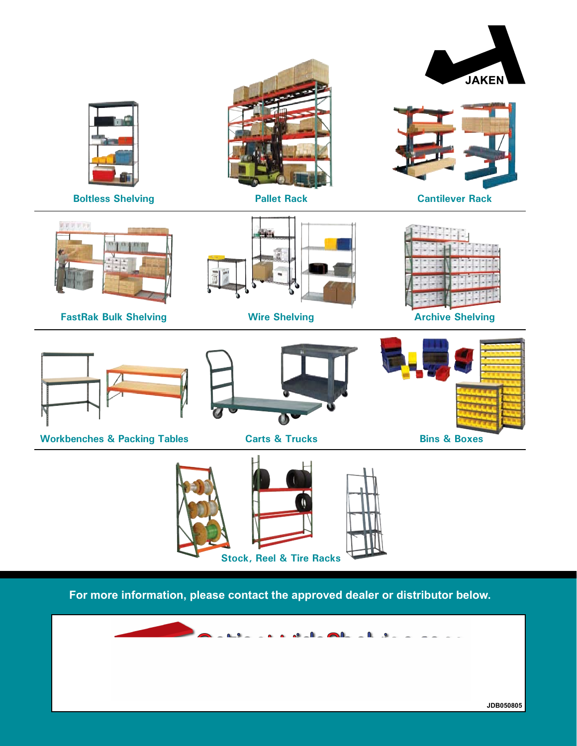JAKEN

Boltless Shelving

Pallet Rack

Cantilever Rack

FastRak Bulk Shelving

Wire Shelving

Archive Shelving

Workbenches & Packing Tables

Carts & Trucks

Bins & Boxes

Stock, Reel & Tire Racks

For more information, please contact the approved dealer or distributor below.

JDB050805